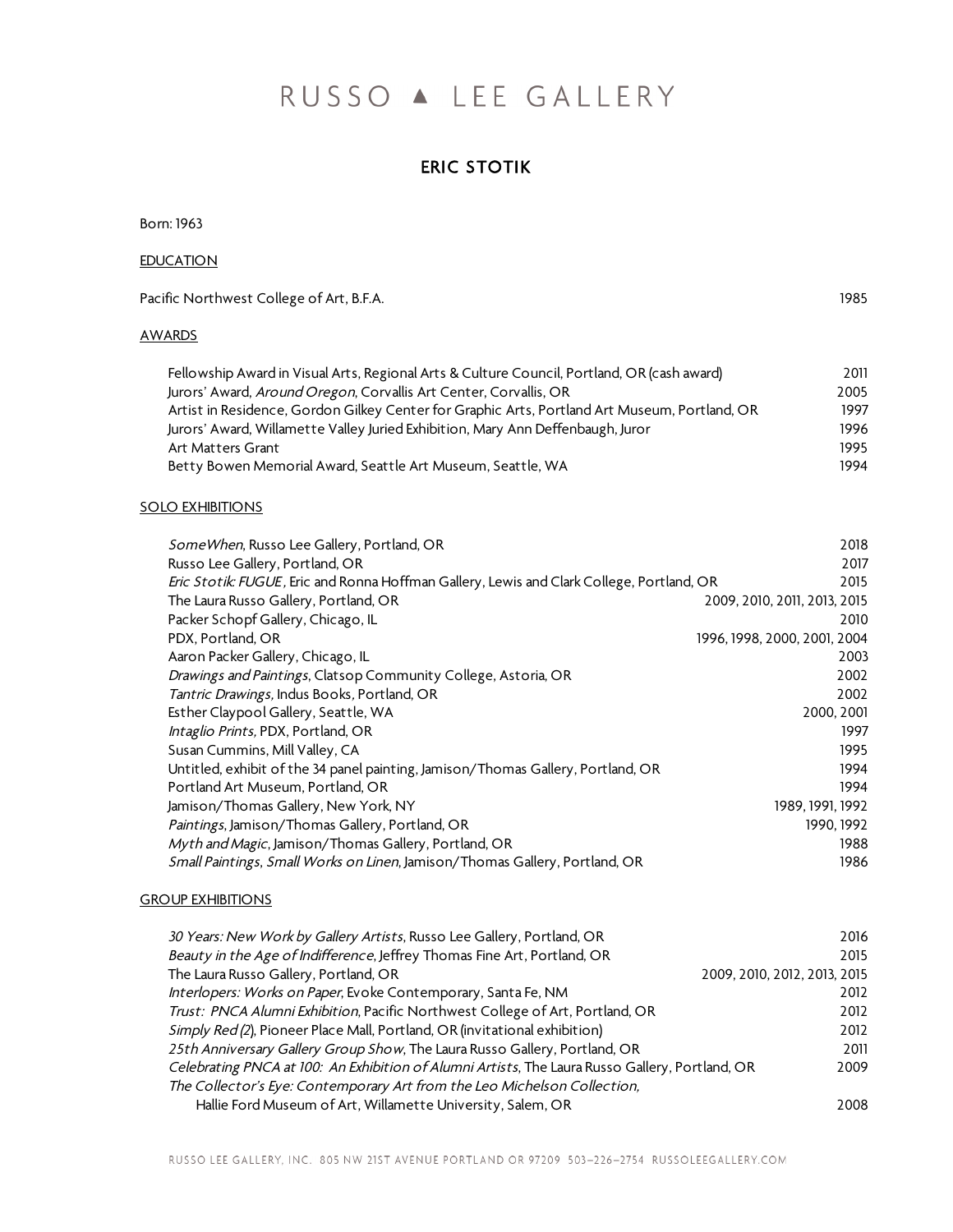# RUSSO ▲ LEE GALLERY

## ERIC STOTIK

Born: 1963

EDUCATION

Pacific Northwest College of Art, B.F.A. 1985

AWARDS

| | |
|---|---|
| Fellowship Award in Visual Arts, Regional Arts & Culture Council, Portland, OR (cash award) | 2011 |
| Jurors' Award, *Around Oregon*, Corvallis Art Center, Corvallis, OR | 2005 |
| Artist in Residence, Gordon Gilkey Center for Graphic Arts, Portland Art Museum, Portland, OR | 1997 |
| Jurors' Award, Willamette Valley Juried Exhibition, Mary Ann Deffenbaugh, Juror | 1996 |
| Art Matters Grant | 1995 |
| Betty Bowen Memorial Award, Seattle Art Museum, Seattle, WA | 1994 |

SOLO EXHIBITIONS

| | |
|---|---|
| *SomeWhen*, Russo Lee Gallery, Portland, OR | 2018 |
| Russo Lee Gallery, Portland, OR | 2017 |
| *Eric Stotik: FUGUE*, Eric and Ronna Hoffman Gallery, Lewis and Clark College, Portland, OR | 2015 |
| The Laura Russo Gallery, Portland, OR | 2009, 2010, 2011, 2013, 2015 |
| Packer Schopf Gallery, Chicago, IL | 2010 |
| PDX, Portland, OR | 1996, 1998, 2000, 2001, 2004 |
| Aaron Packer Gallery, Chicago, IL | 2003 |
| *Drawings and Paintings*, Clatsop Community College, Astoria, OR | 2002 |
| *Tantric Drawings*, Indus Books, Portland, OR | 2002 |
| Esther Claypool Gallery, Seattle, WA | 2000, 2001 |
| *Intaglio Prints*, PDX, Portland, OR | 1997 |
| Susan Cummins, Mill Valley, CA | 1995 |
| Untitled, exhibit of the 34 panel painting, Jamison/Thomas Gallery, Portland, OR | 1994 |
| Portland Art Museum, Portland, OR | 1994 |
| Jamison/Thomas Gallery, New York, NY | 1989, 1991, 1992 |
| *Paintings*, Jamison/Thomas Gallery, Portland, OR | 1990, 1992 |
| *Myth and Magic*, Jamison/Thomas Gallery, Portland, OR | 1988 |
| *Small Paintings, Small Works on Linen*, Jamison/Thomas Gallery, Portland, OR | 1986 |

GROUP EXHIBITIONS

| | |
|---|---|
| *30 Years: New Work by Gallery Artists*, Russo Lee Gallery, Portland, OR | 2016 |
| *Beauty in the Age of Indifference*, Jeffrey Thomas Fine Art, Portland, OR | 2015 |
| The Laura Russo Gallery, Portland, OR | 2009, 2010, 2012, 2013, 2015 |
| *Interlopers: Works on Paper*, Evoke Contemporary, Santa Fe, NM | 2012 |
| *Trust: PNCA Alumni Exhibition*, Pacific Northwest College of Art, Portland, OR | 2012 |
| *Simply Red (2)*, Pioneer Place Mall, Portland, OR (invitational exhibition) | 2012 |
| *25th Anniversary Gallery Group Show*, The Laura Russo Gallery, Portland, OR | 2011 |
| *Celebrating PNCA at 100: An Exhibition of Alumni Artists*, The Laura Russo Gallery, Portland, OR | 2009 |
| *The Collector's Eye: Contemporary Art from the Leo Michelson Collection,* Hallie Ford Museum of Art, Willamette University, Salem, OR | 2008 |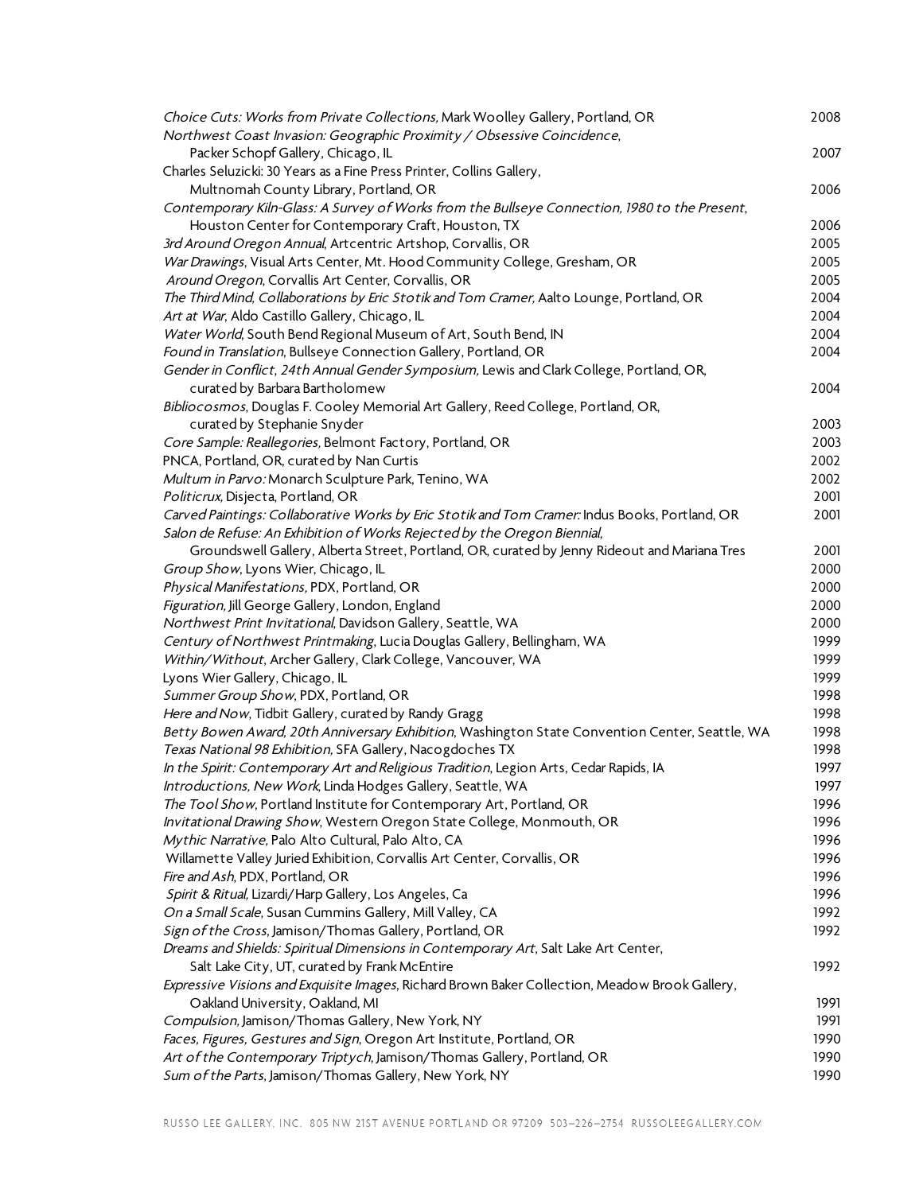*Choice Cuts: Works from Private Collections,* Mark Woolley Gallery, Portland, OR 2008
*Northwest Coast Invasion: Geographic Proximity / Obsessive Coincidence*, Packer Schopf Gallery, Chicago, IL 2007
Charles Seluzicki: 30 Years as a Fine Press Printer, Collins Gallery, Multnomah County Library, Portland, OR 2006
*Contemporary Kiln-Glass: A Survey of Works from the Bullseye Connection, 1980 to the Present*, Houston Center for Contemporary Craft, Houston, TX 2006
*3rd Around Oregon Annual*, Artcentric Artshop, Corvallis, OR 2005
*War Drawings*, Visual Arts Center, Mt. Hood Community College, Gresham, OR 2005
*Around Oregon*, Corvallis Art Center, Corvallis, OR 2005
*The Third Mind, Collaborations by Eric Stotik and Tom Cramer,* Aalto Lounge, Portland, OR 2004
*Art at War*, Aldo Castillo Gallery, Chicago, IL 2004
*Water World*, South Bend Regional Museum of Art, South Bend, IN 2004
*Found in Translation*, Bullseye Connection Gallery, Portland, OR 2004
*Gender in Conflict*, *24th Annual Gender Symposium,* Lewis and Clark College, Portland, OR, curated by Barbara Bartholomew 2004
*Bibliocosmos*, Douglas F. Cooley Memorial Art Gallery, Reed College, Portland, OR, curated by Stephanie Snyder 2003
*Core Sample: Reallegories,* Belmont Factory, Portland, OR 2003
PNCA, Portland, OR, curated by Nan Curtis 2002
*Multum in Parvo:* Monarch Sculpture Park, Tenino, WA 2002
*Politicrux*, Disjecta, Portland, OR 2001
*Carved Paintings: Collaborative Works by Eric Stotik and Tom Cramer:* Indus Books, Portland, OR 2001
*Salon de Refuse: An Exhibition of Works Rejected by the Oregon Biennial*, Groundswell Gallery, Alberta Street, Portland, OR, curated by Jenny Rideout and Mariana Tres 2001
*Group Show*, Lyons Wier, Chicago, IL 2000
*Physical Manifestations,* PDX, Portland, OR 2000
*Figuration*, Jill George Gallery, London, England 2000
*Northwest Print Invitational*, Davidson Gallery, Seattle, WA 2000
*Century of Northwest Printmaking*, Lucia Douglas Gallery, Bellingham, WA 1999
*Within/Without*, Archer Gallery, Clark College, Vancouver, WA 1999
Lyons Wier Gallery, Chicago, IL 1999
*Summer Group Show*, PDX, Portland, OR 1998
*Here and Now*, Tidbit Gallery, curated by Randy Gragg 1998
*Betty Bowen Award, 20th Anniversary Exhibition*, Washington State Convention Center, Seattle, WA 1998
*Texas National 98 Exhibition*, SFA Gallery, Nacogdoches TX 1998
*In the Spirit: Contemporary Art and Religious Tradition*, Legion Arts, Cedar Rapids, IA 1997
*Introductions, New Work*, Linda Hodges Gallery, Seattle, WA 1997
*The Tool Show*, Portland Institute for Contemporary Art, Portland, OR 1996
*Invitational Drawing Show*, Western Oregon State College, Monmouth, OR 1996
*Mythic Narrative,* Palo Alto Cultural, Palo Alto, CA 1996
Willamette Valley Juried Exhibition, Corvallis Art Center, Corvallis, OR 1996
*Fire and Ash*, PDX, Portland, OR 1996
*Spirit & Ritual*, Lizardi/Harp Gallery, Los Angeles, Ca 1996
*On a Small Scale*, Susan Cummins Gallery, Mill Valley, CA 1992
*Sign of the Cross*, Jamison/Thomas Gallery, Portland, OR 1992
*Dreams and Shields: Spiritual Dimensions in Contemporary Art*, Salt Lake Art Center, Salt Lake City, UT, curated by Frank McEntire 1992
*Expressive Visions and Exquisite Images*, Richard Brown Baker Collection, Meadow Brook Gallery, Oakland University, Oakland, MI 1991
*Compulsion,* Jamison/Thomas Gallery, New York, NY 1991
*Faces, Figures, Gestures and Sign*, Oregon Art Institute, Portland, OR 1990
*Art of the Contemporary Triptych*, Jamison/Thomas Gallery, Portland, OR 1990
*Sum of the Parts*, Jamison/Thomas Gallery, New York, NY 1990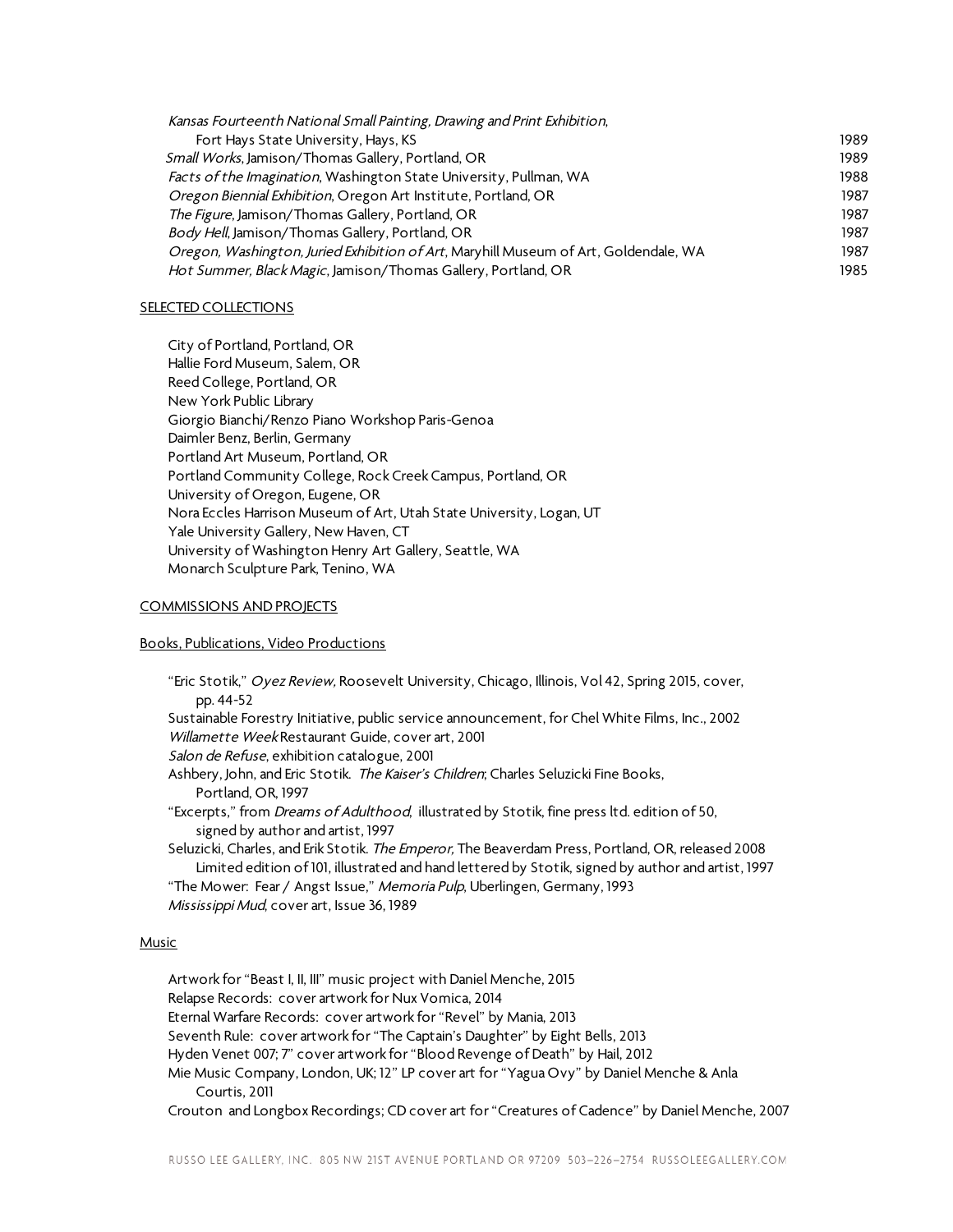*Kansas Fourteenth National Small Painting, Drawing and Print Exhibition*,
Fort Hays State University, Hays, KS — 1989
*Small Works*, Jamison/Thomas Gallery, Portland, OR — 1989
*Facts of the Imagination*, Washington State University, Pullman, WA — 1988
*Oregon Biennial Exhibition*, Oregon Art Institute, Portland, OR — 1987
*The Figure*, Jamison/Thomas Gallery, Portland, OR — 1987
*Body Hell*, Jamison/Thomas Gallery, Portland, OR — 1987
*Oregon, Washington, Juried Exhibition of Art*, Maryhill Museum of Art, Goldendale, WA — 1987
*Hot Summer, Black Magic*, Jamison/Thomas Gallery, Portland, OR — 1985

## SELECTED COLLECTIONS

City of Portland, Portland, OR
Hallie Ford Museum, Salem, OR
Reed College, Portland, OR
New York Public Library
Giorgio Bianchi/Renzo Piano Workshop Paris-Genoa
Daimler Benz, Berlin, Germany
Portland Art Museum, Portland, OR
Portland Community College, Rock Creek Campus, Portland, OR
University of Oregon, Eugene, OR
Nora Eccles Harrison Museum of Art, Utah State University, Logan, UT
Yale University Gallery, New Haven, CT
University of Washington Henry Art Gallery, Seattle, WA
Monarch Sculpture Park, Tenino, WA

## COMMISSIONS AND PROJECTS

### Books, Publications, Video Productions

"Eric Stotik," *Oyez Review*, Roosevelt University, Chicago, Illinois, Vol 42, Spring 2015, cover, pp. 44-52
Sustainable Forestry Initiative, public service announcement, for Chel White Films, Inc., 2002
*Willamette Week* Restaurant Guide, cover art, 2001
*Salon de Refuse*, exhibition catalogue, 2001
Ashbery, John, and Eric Stotik. *The Kaiser's Children*; Charles Seluzicki Fine Books, Portland, OR, 1997
"Excerpts," from *Dreams of Adulthood*, illustrated by Stotik, fine press ltd. edition of 50, signed by author and artist, 1997
Seluzicki, Charles, and Erik Stotik. *The Emperor*, The Beaverdam Press, Portland, OR, released 2008 Limited edition of 101, illustrated and hand lettered by Stotik, signed by author and artist, 1997
"The Mower: Fear / Angst Issue," *Memoria Pulp*, Uberlingen, Germany, 1993
*Mississippi Mud*, cover art, Issue 36, 1989

### Music

Artwork for "Beast I, II, III" music project with Daniel Menche, 2015
Relapse Records: cover artwork for Nux Vomica, 2014
Eternal Warfare Records: cover artwork for "Revel" by Mania, 2013
Seventh Rule: cover artwork for "The Captain's Daughter" by Eight Bells, 2013
Hyden Venet 007; 7" cover artwork for "Blood Revenge of Death" by Hail, 2012
Mie Music Company, London, UK; 12" LP cover art for "Yagua Ovy" by Daniel Menche & Anla Courtis, 2011
Crouton and Longbox Recordings; CD cover art for "Creatures of Cadence" by Daniel Menche, 2007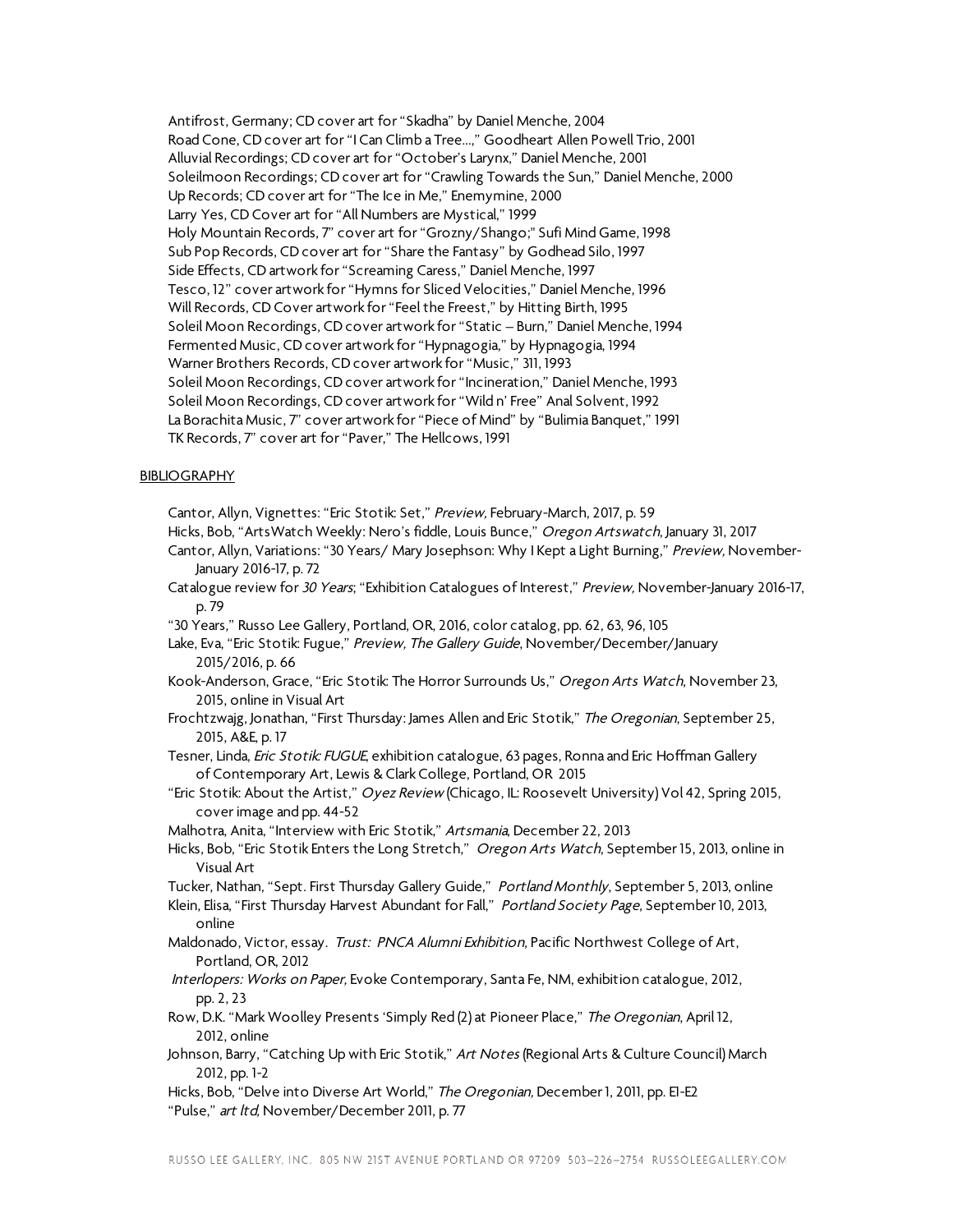Antifrost, Germany; CD cover art for "Skadha" by Daniel Menche, 2004
Road Cone, CD cover art for "I Can Climb a Tree…," Goodheart Allen Powell Trio, 2001
Alluvial Recordings; CD cover art for "October's Larynx," Daniel Menche, 2001
Soleilmoon Recordings; CD cover art for "Crawling Towards the Sun," Daniel Menche, 2000
Up Records; CD cover art for "The Ice in Me," Enemymine, 2000
Larry Yes, CD Cover art for "All Numbers are Mystical," 1999
Holy Mountain Records, 7" cover art for "Grozny/Shango;" Sufi Mind Game, 1998
Sub Pop Records, CD cover art for "Share the Fantasy" by Godhead Silo, 1997
Side Effects, CD artwork for "Screaming Caress," Daniel Menche, 1997
Tesco, 12" cover artwork for "Hymns for Sliced Velocities," Daniel Menche, 1996
Will Records, CD Cover artwork for "Feel the Freest," by Hitting Birth, 1995
Soleil Moon Recordings, CD cover artwork for "Static – Burn," Daniel Menche, 1994
Fermented Music, CD cover artwork for "Hypnagogia," by Hypnagogia, 1994
Warner Brothers Records, CD cover artwork for "Music," 311, 1993
Soleil Moon Recordings, CD cover artwork for "Incineration," Daniel Menche, 1993
Soleil Moon Recordings, CD cover artwork for "Wild n' Free" Anal Solvent, 1992
La Borachita Music, 7" cover artwork for "Piece of Mind" by "Bulimia Banquet," 1991
TK Records, 7" cover art for "Paver," The Hellcows, 1991

## BIBLIOGRAPHY

Cantor, Allyn, Vignettes: "Eric Stotik: Set," *Preview,* February-March, 2017, p. 59
Hicks, Bob, "ArtsWatch Weekly: Nero's fiddle, Louis Bunce," *Oregon Artswatch*, January 31, 2017
Cantor, Allyn, Variations: "30 Years/ Mary Josephson: Why I Kept a Light Burning," *Preview,* November-January 2016-17, p. 72
Catalogue review for *30 Years*; "Exhibition Catalogues of Interest," *Preview,* November-January 2016-17, p. 79
"30 Years," Russo Lee Gallery, Portland, OR, 2016, color catalog, pp. 62, 63, 96, 105
Lake, Eva, "Eric Stotik: Fugue," *Preview, The Gallery Guide*, November/December/January 2015/2016, p. 66
Kook-Anderson, Grace, "Eric Stotik: The Horror Surrounds Us," *Oregon Arts Watch*, November 23, 2015, online in Visual Art
Frochtzwajg, Jonathan, "First Thursday: James Allen and Eric Stotik," *The Oregonian*, September 25, 2015, A&E, p. 17
Tesner, Linda, *Eric Stotik: FUGUE*, exhibition catalogue, 63 pages, Ronna and Eric Hoffman Gallery of Contemporary Art, Lewis & Clark College, Portland, OR 2015
"Eric Stotik: About the Artist," *Oyez Review* (Chicago, IL: Roosevelt University) Vol 42, Spring 2015, cover image and pp. 44-52
Malhotra, Anita, "Interview with Eric Stotik," *Artsmania*, December 22, 2013
Hicks, Bob, "Eric Stotik Enters the Long Stretch," *Oregon Arts Watch*, September 15, 2013, online in Visual Art
Tucker, Nathan, "Sept. First Thursday Gallery Guide," *Portland Monthly*, September 5, 2013, online
Klein, Elisa, "First Thursday Harvest Abundant for Fall," *Portland Society Page*, September 10, 2013, online
Maldonado, Victor, essay. *Trust: PNCA Alumni Exhibition*, Pacific Northwest College of Art, Portland, OR, 2012
*Interlopers: Works on Paper,* Evoke Contemporary, Santa Fe, NM, exhibition catalogue, 2012, pp. 2, 23
Row, D.K. "Mark Woolley Presents 'Simply Red (2) at Pioneer Place," *The Oregonian*, April 12, 2012, online
Johnson, Barry, "Catching Up with Eric Stotik," *Art Notes* (Regional Arts & Culture Council) March 2012, pp. 1-2
Hicks, Bob, "Delve into Diverse Art World," *The Oregonian,* December 1, 2011, pp. E1-E2
"Pulse," *art ltd,* November/December 2011, p. 77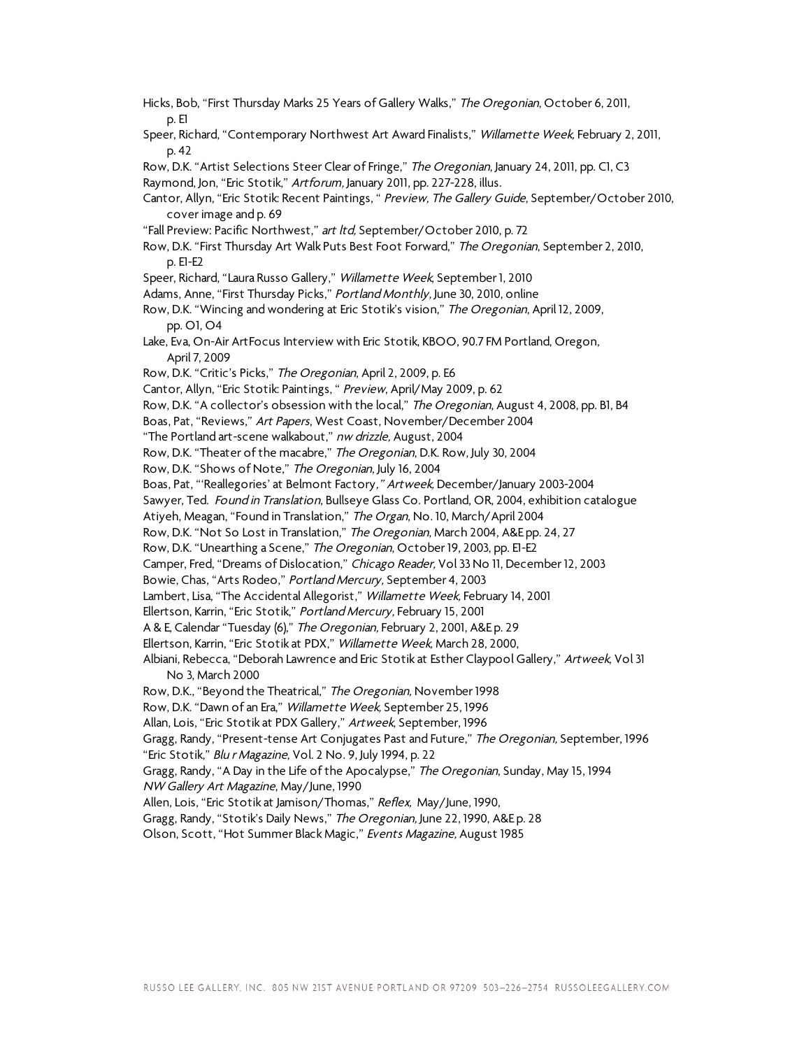Hicks, Bob, "First Thursday Marks 25 Years of Gallery Walks," *The Oregonian*, October 6, 2011, p. E1

Speer, Richard, "Contemporary Northwest Art Award Finalists," *Willamette Week*, February 2, 2011, p. 42

Row, D.K. "Artist Selections Steer Clear of Fringe," *The Oregonian*, January 24, 2011, pp. C1, C3

Raymond, Jon, "Eric Stotik," *Artforum*, January 2011, pp. 227-228, illus.

Cantor, Allyn, "Eric Stotik: Recent Paintings, " *Preview, The Gallery Guide*, September/October 2010, cover image and p. 69

"Fall Preview: Pacific Northwest," *art ltd*, September/October 2010, p. 72

Row, D.K. "First Thursday Art Walk Puts Best Foot Forward," *The Oregonian*, September 2, 2010, p. E1-E2

Speer, Richard, "Laura Russo Gallery," *Willamette Week*, September 1, 2010

Adams, Anne, "First Thursday Picks," *Portland Monthly*, June 30, 2010, online

Row, D.K. "Wincing and wondering at Eric Stotik's vision," *The Oregonian*, April 12, 2009, pp. O1, O4

Lake, Eva, On-Air ArtFocus Interview with Eric Stotik, KBOO, 90.7 FM Portland, Oregon, April 7, 2009

Row, D.K. "Critic's Picks," *The Oregonian*, April 2, 2009, p. E6

Cantor, Allyn, "Eric Stotik: Paintings, " *Preview*, April/May 2009, p. 62

Row, D.K. "A collector's obsession with the local," *The Oregonian*, August 4, 2008, pp. B1, B4

Boas, Pat, "Reviews," *Art Papers*, West Coast, November/December 2004

"The Portland art-scene walkabout," *nw drizzle*, August, 2004

Row, D.K. "Theater of the macabre," *The Oregonian*, D.K. Row, July 30, 2004

Row, D.K. "Shows of Note," *The Oregonian*, July 16, 2004

Boas, Pat, "'Reallegories' at Belmont Factory," *Artweek*, December/January 2003-2004

Sawyer, Ted. *Found in Translation*, Bullseye Glass Co. Portland, OR, 2004, exhibition catalogue

Atiyeh, Meagan, "Found in Translation," *The Organ*, No. 10, March/April 2004

Row, D.K. "Not So Lost in Translation," *The Oregonian*, March 2004, A&E pp. 24, 27

Row, D.K. "Unearthing a Scene," *The Oregonian*, October 19, 2003, pp. E1-E2

Camper, Fred, "Dreams of Dislocation," *Chicago Reader*, Vol 33 No 11, December 12, 2003

Bowie, Chas, "Arts Rodeo," *Portland Mercury*, September 4, 2003

Lambert, Lisa, "The Accidental Allegorist," *Willamette Week*, February 14, 2001

Ellertson, Karrin, "Eric Stotik," *Portland Mercury*, February 15, 2001

A & E, Calendar "Tuesday (6)," *The Oregonian*, February 2, 2001, A&E p. 29

Ellertson, Karrin, "Eric Stotik at PDX," *Willamette Week*, March 28, 2000,

Albiani, Rebecca, "Deborah Lawrence and Eric Stotik at Esther Claypool Gallery," *Artweek*, Vol 31 No 3, March 2000

Row, D.K., "Beyond the Theatrical," *The Oregonian*, November 1998

Row, D.K. "Dawn of an Era," *Willamette Week*, September 25, 1996

Allan, Lois, "Eric Stotik at PDX Gallery," *Artweek*, September, 1996

Gragg, Randy, "Present-tense Art Conjugates Past and Future," *The Oregonian*, September, 1996

"Eric Stotik," *Blu r Magazine*, Vol. 2 No. 9, July 1994, p. 22

Gragg, Randy, "A Day in the Life of the Apocalypse," *The Oregonian*, Sunday, May 15, 1994

*NW Gallery Art Magazine*, May/June, 1990

Allen, Lois, "Eric Stotik at Jamison/Thomas," *Reflex*, May/June, 1990,

Gragg, Randy, "Stotik's Daily News," *The Oregonian*, June 22, 1990, A&E p. 28

Olson, Scott, "Hot Summer Black Magic," *Events Magazine*, August 1985